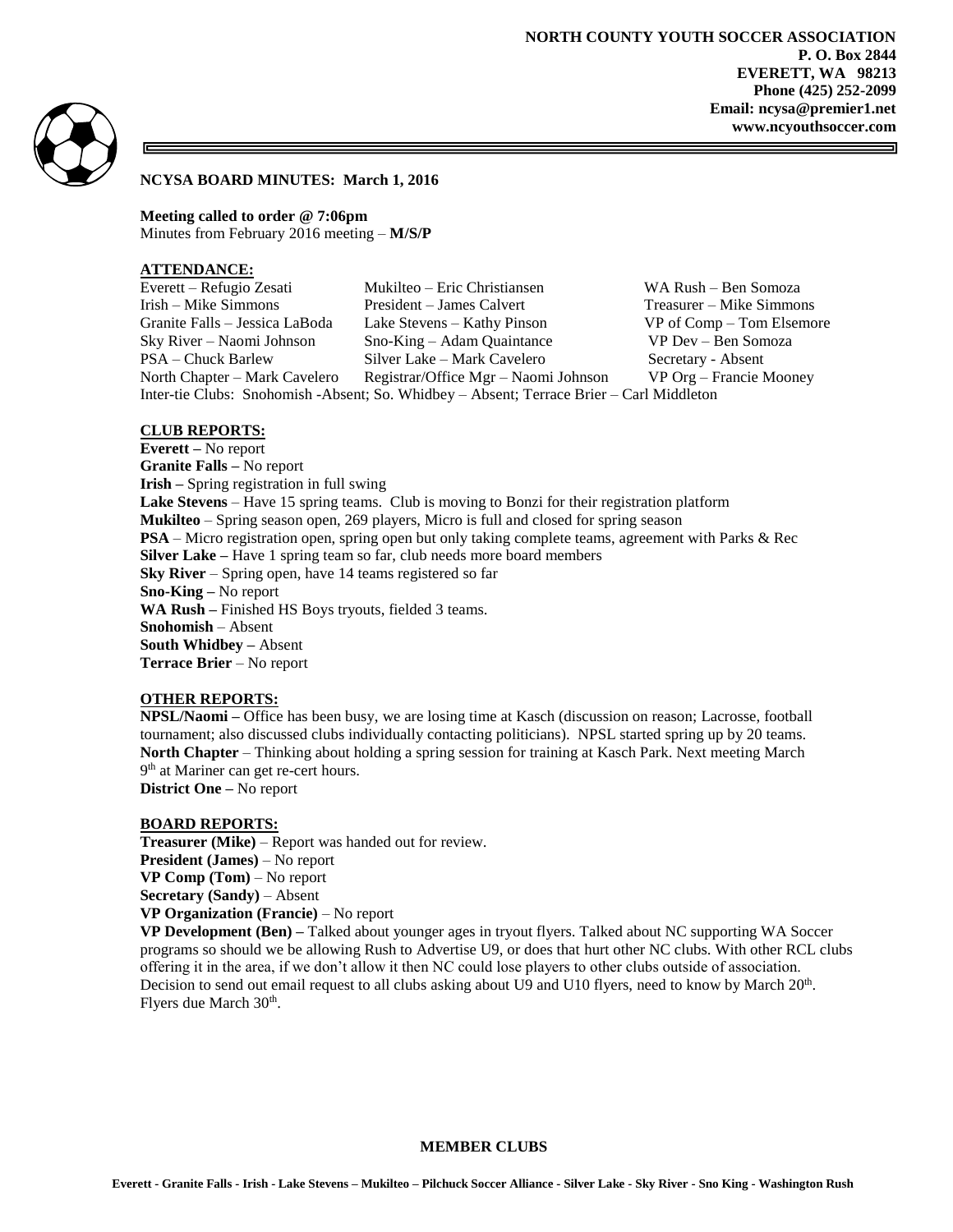**NORTH COUNTY YOUTH SOCCER ASSOCIATION**
**P. O. Box 2844**
**EVERETT, WA 98213**
**Phone (425) 252-2099**
**Email: ncysa@premier1.net**
**www.ncyouthsoccer.com**

**NCYSA BOARD MINUTES: March 1, 2016**

**Meeting called to order @ 7:06pm**
Minutes from February 2016 meeting – **M/S/P**

**ATTENDANCE:**

| | | |
|---|---|---|
| Everett – Refugio Zesati | Mukilteo – Eric Christiansen | WA Rush – Ben Somoza |
| Irish – Mike Simmons | President – James Calvert | Treasurer – Mike Simmons |
| Granite Falls – Jessica LaBoda | Lake Stevens – Kathy Pinson | VP of Comp – Tom Elsemore |
| Sky River – Naomi Johnson | Sno-King – Adam Quaintance | VP Dev – Ben Somoza |
| PSA – Chuck Barlew | Silver Lake – Mark Cavelero | Secretary - Absent |
| North Chapter – Mark Cavelero | Registrar/Office Mgr – Naomi Johnson | VP Org – Francie Mooney |

Inter-tie Clubs: Snohomish -Absent; So. Whidbey – Absent; Terrace Brier – Carl Middleton

**CLUB REPORTS:**

**Everett –** No report
**Granite Falls –** No report
**Irish –** Spring registration in full swing
**Lake Stevens** – Have 15 spring teams. Club is moving to Bonzi for their registration platform
**Mukilteo** – Spring season open, 269 players, Micro is full and closed for spring season
**PSA** – Micro registration open, spring open but only taking complete teams, agreement with Parks & Rec
**Silver Lake –** Have 1 spring team so far, club needs more board members
**Sky River** – Spring open, have 14 teams registered so far
**Sno-King –** No report
**WA Rush –** Finished HS Boys tryouts, fielded 3 teams.
**Snohomish** – Absent
**South Whidbey –** Absent
**Terrace Brier** – No report

**OTHER REPORTS:**

**NPSL/Naomi –** Office has been busy, we are losing time at Kasch (discussion on reason; Lacrosse, football tournament; also discussed clubs individually contacting politicians). NPSL started spring up by 20 teams.
**North Chapter** – Thinking about holding a spring session for training at Kasch Park. Next meeting March 9th at Mariner can get re-cert hours.
**District One –** No report

**BOARD REPORTS:**

**Treasurer (Mike)** – Report was handed out for review.
**President (James)** – No report
**VP Comp (Tom)** – No report
**Secretary (Sandy)** – Absent
**VP Organization (Francie)** – No report
**VP Development (Ben) –** Talked about younger ages in tryout flyers. Talked about NC supporting WA Soccer programs so should we be allowing Rush to Advertise U9, or does that hurt other NC clubs. With other RCL clubs offering it in the area, if we don't allow it then NC could lose players to other clubs outside of association. Decision to send out email request to all clubs asking about U9 and U10 flyers, need to know by March 20th. Flyers due March 30th.

**MEMBER CLUBS**

**Everett - Granite Falls - Irish - Lake Stevens – Mukilteo – Pilchuck Soccer Alliance - Silver Lake - Sky River - Sno King - Washington Rush**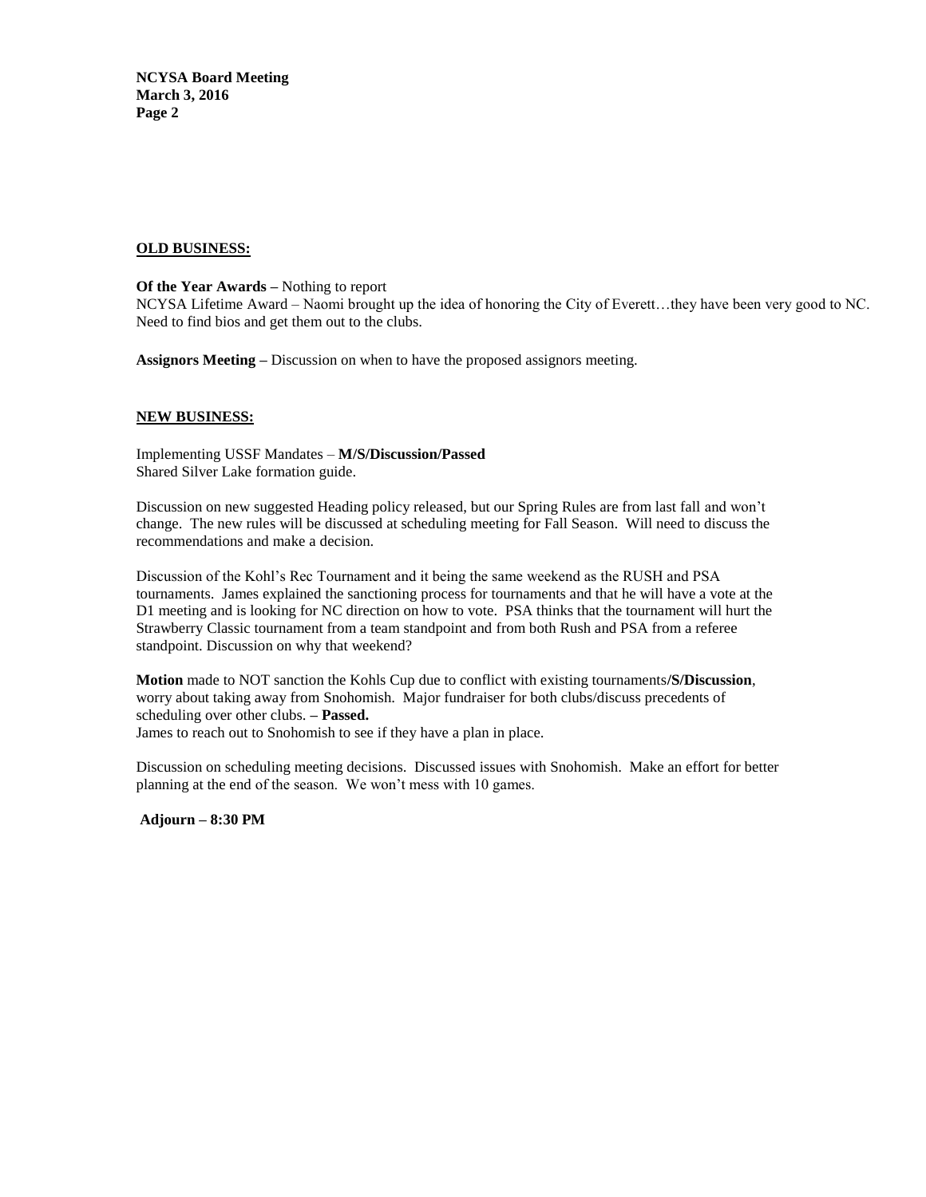**OLD BUSINESS:**

**Of the Year Awards –** Nothing to report
NCYSA Lifetime Award – Naomi brought up the idea of honoring the City of Everett…they have been very good to NC. Need to find bios and get them out to the clubs.

**Assignors Meeting –** Discussion on when to have the proposed assignors meeting.

**NEW BUSINESS:**

Implementing USSF Mandates – **M/S/Discussion/Passed**
Shared Silver Lake formation guide.

Discussion on new suggested Heading policy released, but our Spring Rules are from last fall and won't change. The new rules will be discussed at scheduling meeting for Fall Season. Will need to discuss the recommendations and make a decision.

Discussion of the Kohl's Rec Tournament and it being the same weekend as the RUSH and PSA tournaments. James explained the sanctioning process for tournaments and that he will have a vote at the D1 meeting and is looking for NC direction on how to vote. PSA thinks that the tournament will hurt the Strawberry Classic tournament from a team standpoint and from both Rush and PSA from a referee standpoint. Discussion on why that weekend?

**Motion** made to NOT sanction the Kohls Cup due to conflict with existing tournaments**/S/Discussion**, worry about taking away from Snohomish. Major fundraiser for both clubs/discuss precedents of scheduling over other clubs. **– Passed.**
James to reach out to Snohomish to see if they have a plan in place.

Discussion on scheduling meeting decisions. Discussed issues with Snohomish. Make an effort for better planning at the end of the season. We won't mess with 10 games.

**Adjourn – 8:30 PM**